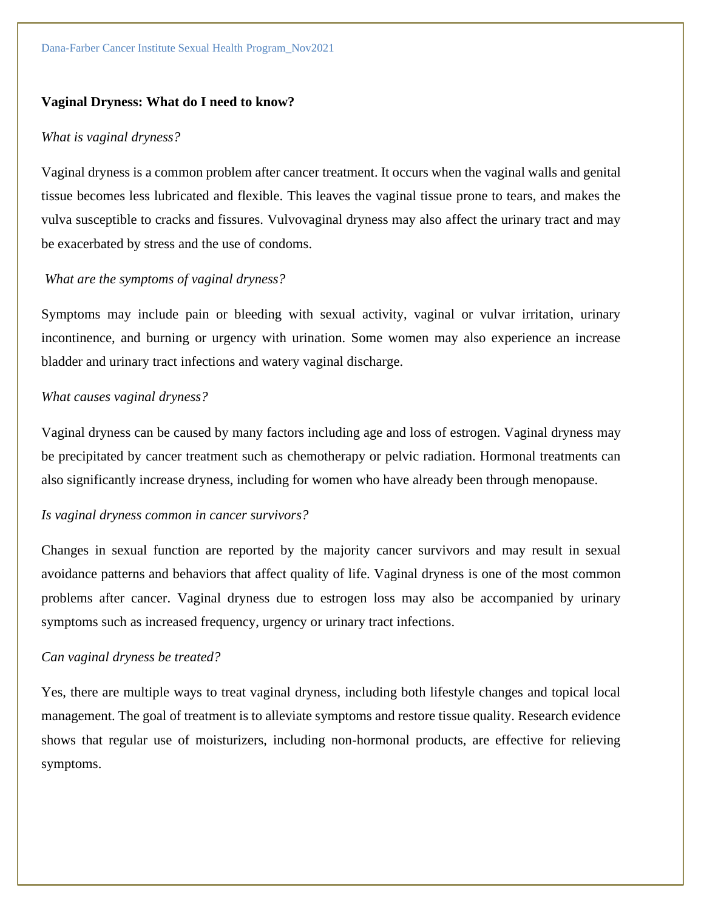**Vaginal Dryness: What do I need to know?**

*What is vaginal dryness?*

Vaginal dryness is a common problem after cancer treatment. It occurs when the vaginal walls and genital tissue becomes less lubricated and flexible. This leaves the vaginal tissue prone to tears, and makes the vulva susceptible to cracks and fissures. Vulvovaginal dryness may also affect the urinary tract and may be exacerbated by stress and the use of condoms.

*What are the symptoms of vaginal dryness?*

Symptoms may include pain or bleeding with sexual activity, vaginal or vulvar irritation, urinary incontinence, and burning or urgency with urination. Some women may also experience an increase bladder and urinary tract infections and watery vaginal discharge.

*What causes vaginal dryness?*

Vaginal dryness can be caused by many factors including age and loss of estrogen. Vaginal dryness may be precipitated by cancer treatment such as chemotherapy or pelvic radiation. Hormonal treatments can also significantly increase dryness, including for women who have already been through menopause.

*Is vaginal dryness common in cancer survivors?*

Changes in sexual function are reported by the majority cancer survivors and may result in sexual avoidance patterns and behaviors that affect quality of life. Vaginal dryness is one of the most common problems after cancer. Vaginal dryness due to estrogen loss may also be accompanied by urinary symptoms such as increased frequency, urgency or urinary tract infections.

*Can vaginal dryness be treated?*

Yes, there are multiple ways to treat vaginal dryness, including both lifestyle changes and topical local management. The goal of treatment is to alleviate symptoms and restore tissue quality. Research evidence shows that regular use of moisturizers, including non-hormonal products, are effective for relieving symptoms.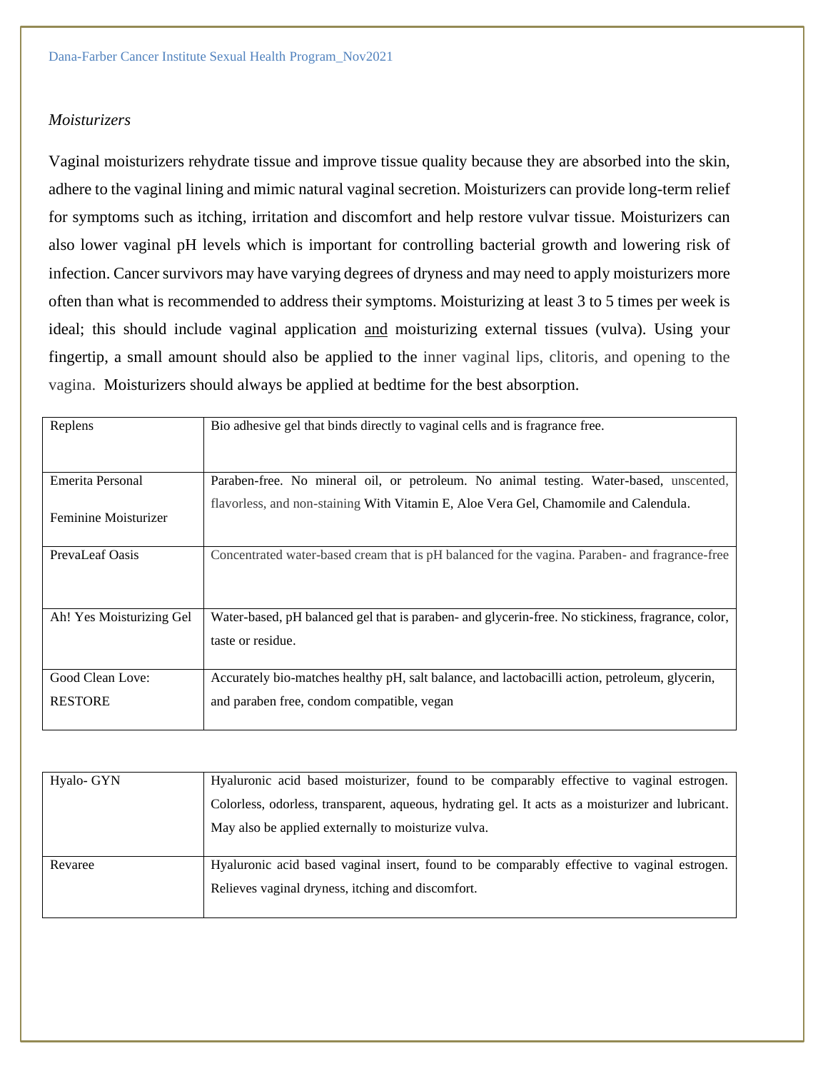*Moisturizers*

Vaginal moisturizers rehydrate tissue and improve tissue quality because they are absorbed into the skin, adhere to the vaginal lining and mimic natural vaginal secretion. Moisturizers can provide long-term relief for symptoms such as itching, irritation and discomfort and help restore vulvar tissue. Moisturizers can also lower vaginal pH levels which is important for controlling bacterial growth and lowering risk of infection. Cancer survivors may have varying degrees of dryness and may need to apply moisturizers more often than what is recommended to address their symptoms. Moisturizing at least 3 to 5 times per week is ideal; this should include vaginal application <u>and</u> moisturizing external tissues (vulva). Using your fingertip, a small amount should also be applied to the inner vaginal lips, clitoris, and opening to the vagina. Moisturizers should always be applied at bedtime for the best absorption.

| | |
|---|---|
| Replens | Bio adhesive gel that binds directly to vaginal cells and is fragrance free. |
| Emerita Personal Feminine Moisturizer | Paraben-free. No mineral oil, or petroleum. No animal testing. Water-based, unscented, flavorless, and non-staining With Vitamin E, Aloe Vera Gel, Chamomile and Calendula. |
| PrevaLeaf Oasis | Concentrated water-based cream that is pH balanced for the vagina. Paraben- and fragrance-free |
| Ah! Yes Moisturizing Gel | Water-based, pH balanced gel that is paraben- and glycerin-free. No stickiness, fragrance, color, taste or residue. |
| Good Clean Love: RESTORE | Accurately bio-matches healthy pH, salt balance, and lactobacilli action, petroleum, glycerin, and paraben free, condom compatible, vegan |

| | |
|---|---|
| Hyalo- GYN | Hyaluronic acid based moisturizer, found to be comparably effective to vaginal estrogen. Colorless, odorless, transparent, aqueous, hydrating gel. It acts as a moisturizer and lubricant. May also be applied externally to moisturize vulva. |
| Revaree | Hyaluronic acid based vaginal insert, found to be comparably effective to vaginal estrogen. Relieves vaginal dryness, itching and discomfort. |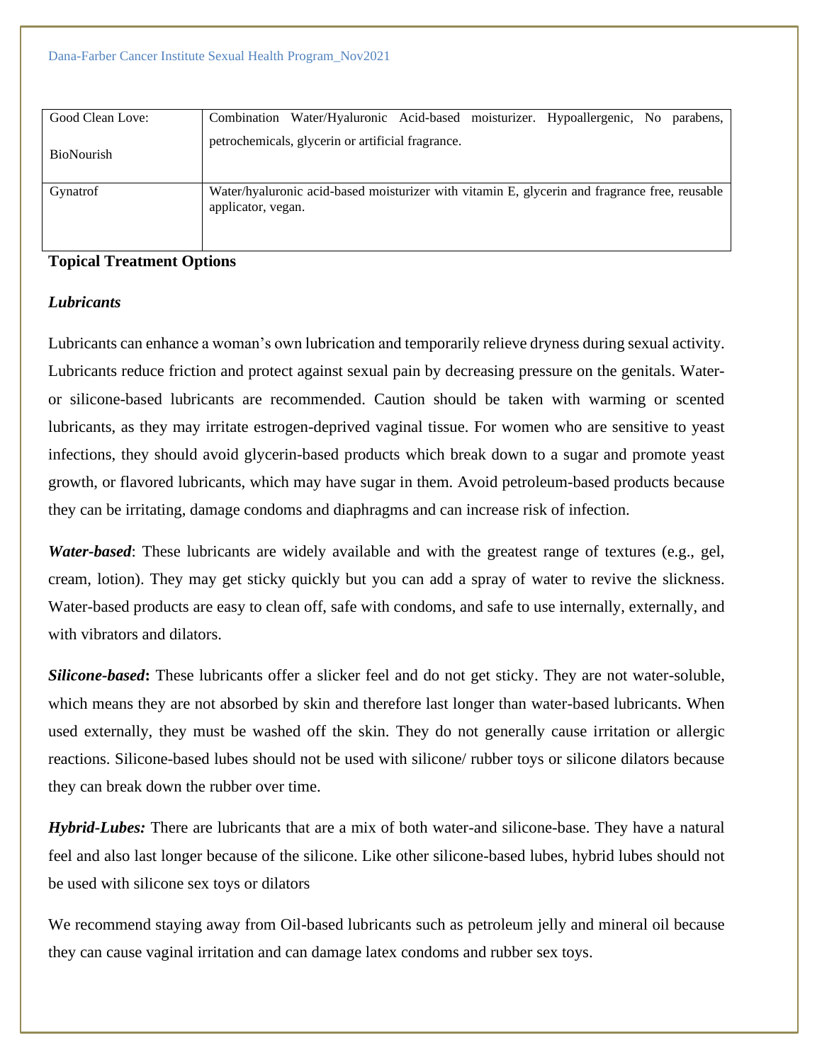| Good Clean Love: BioNourish | Combination Water/Hyaluronic Acid-based moisturizer. Hypoallergenic, No parabens, petrochemicals, glycerin or artificial fragrance. |
|---|---|
| Gynatrof | Water/hyaluronic acid-based moisturizer with vitamin E, glycerin and fragrance free, reusable applicator, vegan. |

**Topical Treatment Options**

***Lubricants***

Lubricants can enhance a woman's own lubrication and temporarily relieve dryness during sexual activity. Lubricants reduce friction and protect against sexual pain by decreasing pressure on the genitals. Water- or silicone-based lubricants are recommended. Caution should be taken with warming or scented lubricants, as they may irritate estrogen-deprived vaginal tissue. For women who are sensitive to yeast infections, they should avoid glycerin-based products which break down to a sugar and promote yeast growth, or flavored lubricants, which may have sugar in them. Avoid petroleum-based products because they can be irritating, damage condoms and diaphragms and can increase risk of infection.

***Water-based***: These lubricants are widely available and with the greatest range of textures (e.g., gel, cream, lotion). They may get sticky quickly but you can add a spray of water to revive the slickness. Water-based products are easy to clean off, safe with condoms, and safe to use internally, externally, and with vibrators and dilators.

***Silicone-based*****:** These lubricants offer a slicker feel and do not get sticky. They are not water-soluble, which means they are not absorbed by skin and therefore last longer than water-based lubricants. When used externally, they must be washed off the skin. They do not generally cause irritation or allergic reactions. Silicone-based lubes should not be used with silicone/ rubber toys or silicone dilators because they can break down the rubber over time.

***Hybrid-Lubes:*** There are lubricants that are a mix of both water-and silicone-base. They have a natural feel and also last longer because of the silicone. Like other silicone-based lubes, hybrid lubes should not be used with silicone sex toys or dilators

We recommend staying away from Oil-based lubricants such as petroleum jelly and mineral oil because they can cause vaginal irritation and can damage latex condoms and rubber sex toys.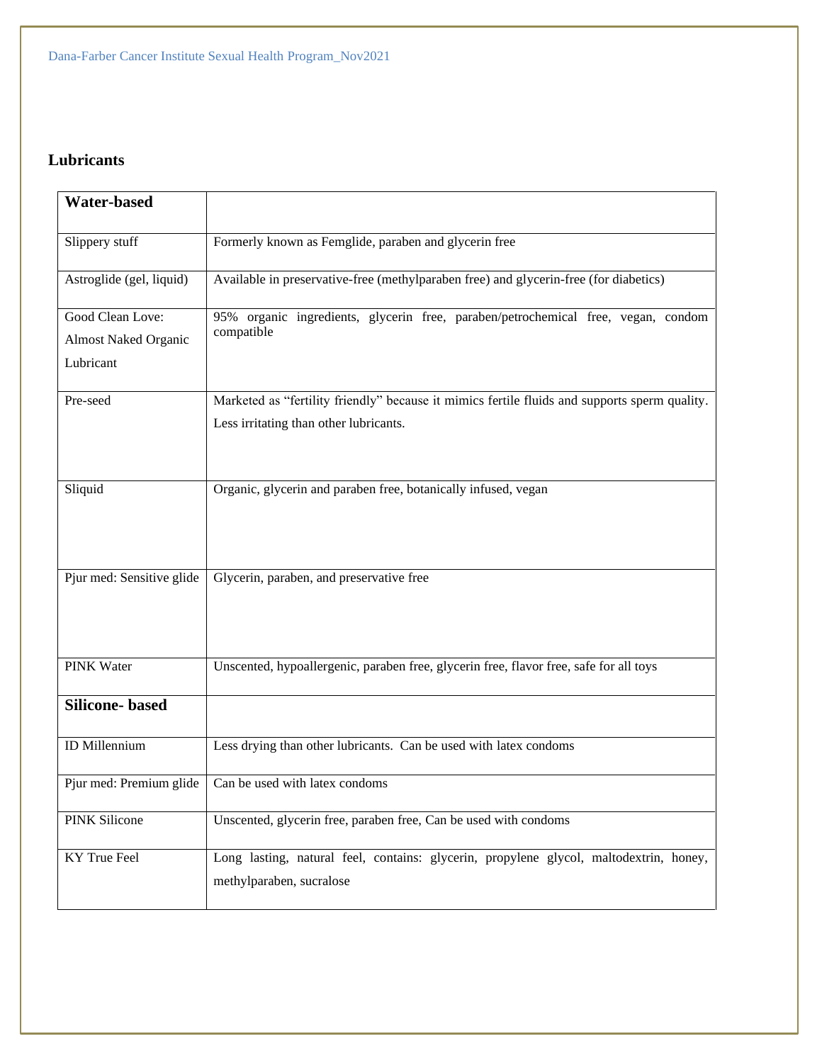## Lubricants

| | |
|---|---|
| **Water-based** | |
| Slippery stuff | Formerly known as Femglide, paraben and glycerin free |
| Astroglide (gel, liquid) | Available in preservative-free (methylparaben free) and glycerin-free (for diabetics) |
| Good Clean Love: Almost Naked Organic Lubricant | 95% organic ingredients, glycerin free, paraben/petrochemical free, vegan, condom compatible |
| Pre-seed | Marketed as "fertility friendly" because it mimics fertile fluids and supports sperm quality. Less irritating than other lubricants. |
| Sliquid | Organic, glycerin and paraben free, botanically infused, vegan |
| Pjur med: Sensitive glide | Glycerin, paraben, and preservative free |
| PINK Water | Unscented, hypoallergenic, paraben free, glycerin free, flavor free, safe for all toys |
| **Silicone- based** | |
| ID Millennium | Less drying than other lubricants. Can be used with latex condoms |
| Pjur med: Premium glide | Can be used with latex condoms |
| PINK Silicone | Unscented, glycerin free, paraben free, Can be used with condoms |
| KY True Feel | Long lasting, natural feel, contains: glycerin, propylene glycol, maltodextrin, honey, methylparaben, sucralose |